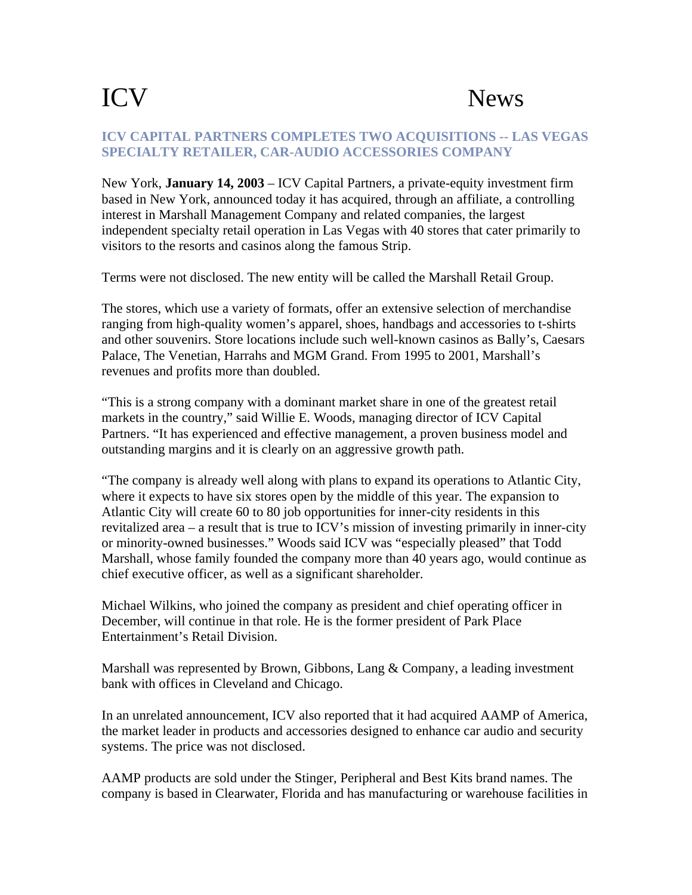# ICV News

## ICV CAPITAL PARTNERS COMPLETES TWO ACQUISITIONS -- LAS VEGAS SPECIALTY RETAILER, CAR-AUDIO ACCESSORIES COMPANY

New York, **January 14, 2003** – ICV Capital Partners, a private-equity investment firm based in New York, announced today it has acquired, through an affiliate, a controlling interest in Marshall Management Company and related companies, the largest independent specialty retail operation in Las Vegas with 40 stores that cater primarily to visitors to the resorts and casinos along the famous Strip.

Terms were not disclosed. The new entity will be called the Marshall Retail Group.

The stores, which use a variety of formats, offer an extensive selection of merchandise ranging from high-quality women's apparel, shoes, handbags and accessories to t-shirts and other souvenirs. Store locations include such well-known casinos as Bally's, Caesars Palace, The Venetian, Harrahs and MGM Grand. From 1995 to 2001, Marshall's revenues and profits more than doubled.

"This is a strong company with a dominant market share in one of the greatest retail markets in the country," said Willie E. Woods, managing director of ICV Capital Partners. "It has experienced and effective management, a proven business model and outstanding margins and it is clearly on an aggressive growth path.

"The company is already well along with plans to expand its operations to Atlantic City, where it expects to have six stores open by the middle of this year. The expansion to Atlantic City will create 60 to 80 job opportunities for inner-city residents in this revitalized area – a result that is true to ICV's mission of investing primarily in inner-city or minority-owned businesses." Woods said ICV was "especially pleased" that Todd Marshall, whose family founded the company more than 40 years ago, would continue as chief executive officer, as well as a significant shareholder.

Michael Wilkins, who joined the company as president and chief operating officer in December, will continue in that role. He is the former president of Park Place Entertainment's Retail Division.

Marshall was represented by Brown, Gibbons, Lang & Company, a leading investment bank with offices in Cleveland and Chicago.

In an unrelated announcement, ICV also reported that it had acquired AAMP of America, the market leader in products and accessories designed to enhance car audio and security systems. The price was not disclosed.

AAMP products are sold under the Stinger, Peripheral and Best Kits brand names. The company is based in Clearwater, Florida and has manufacturing or warehouse facilities in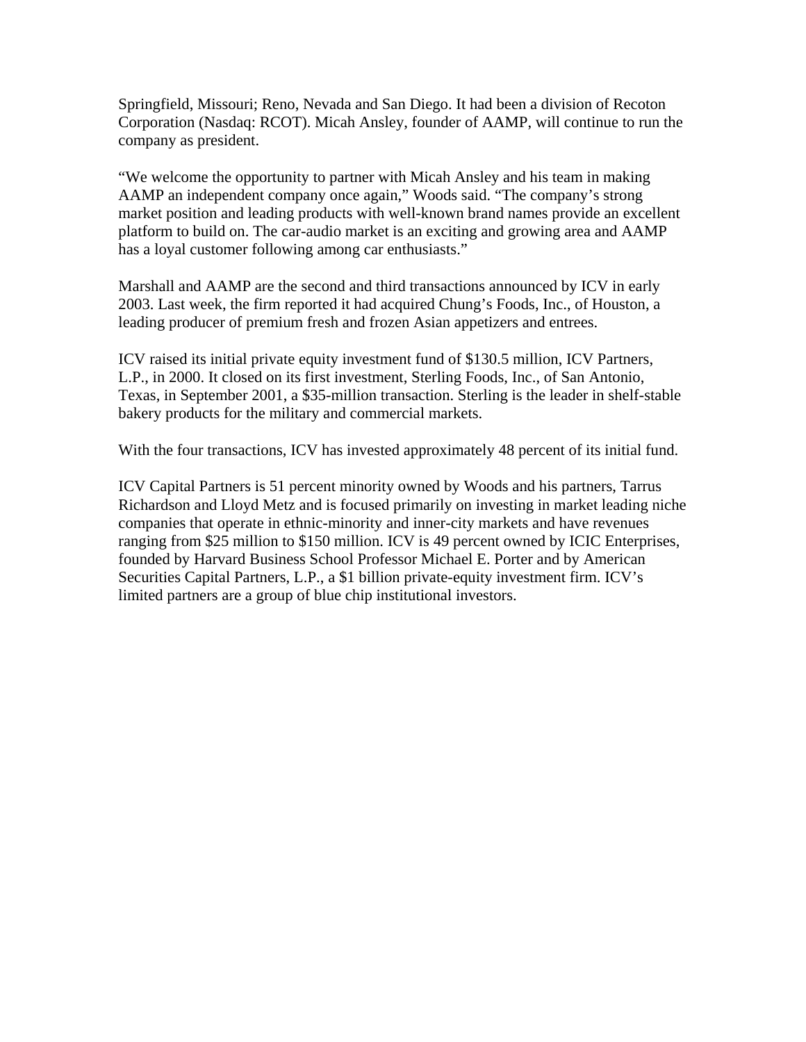Springfield, Missouri; Reno, Nevada and San Diego. It had been a division of Recoton Corporation (Nasdaq: RCOT). Micah Ansley, founder of AAMP, will continue to run the company as president.

“We welcome the opportunity to partner with Micah Ansley and his team in making AAMP an independent company once again,” Woods said. “The company’s strong market position and leading products with well-known brand names provide an excellent platform to build on. The car-audio market is an exciting and growing area and AAMP has a loyal customer following among car enthusiasts.”

Marshall and AAMP are the second and third transactions announced by ICV in early 2003. Last week, the firm reported it had acquired Chung’s Foods, Inc., of Houston, a leading producer of premium fresh and frozen Asian appetizers and entrees.

ICV raised its initial private equity investment fund of $130.5 million, ICV Partners, L.P., in 2000. It closed on its first investment, Sterling Foods, Inc., of San Antonio, Texas, in September 2001, a $35-million transaction. Sterling is the leader in shelf-stable bakery products for the military and commercial markets.

With the four transactions, ICV has invested approximately 48 percent of its initial fund.

ICV Capital Partners is 51 percent minority owned by Woods and his partners, Tarrus Richardson and Lloyd Metz and is focused primarily on investing in market leading niche companies that operate in ethnic-minority and inner-city markets and have revenues ranging from $25 million to $150 million. ICV is 49 percent owned by ICIC Enterprises, founded by Harvard Business School Professor Michael E. Porter and by American Securities Capital Partners, L.P., a $1 billion private-equity investment firm. ICV’s limited partners are a group of blue chip institutional investors.